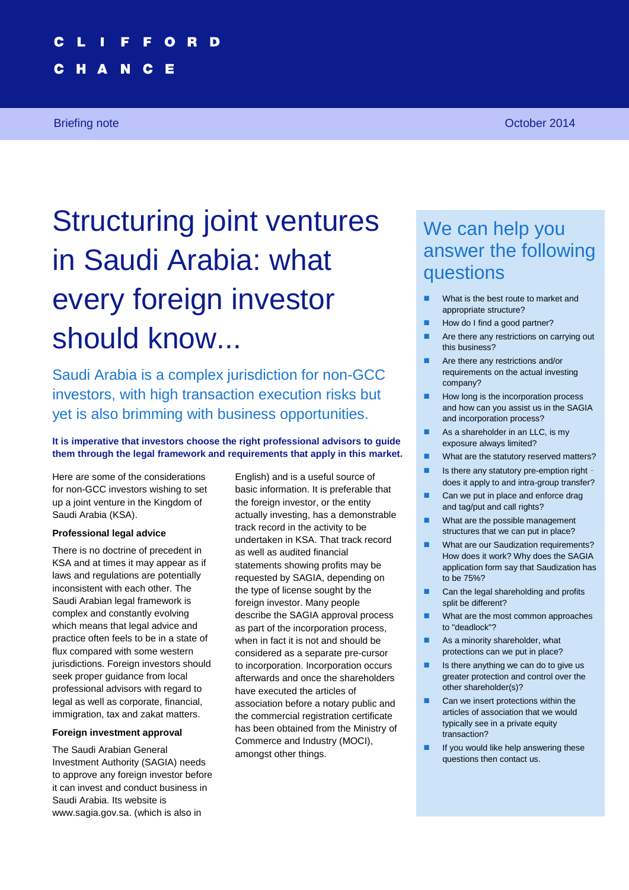CLIFFORD

CHANCE

Briefing note

October 2014

# Structuring joint ventures in Saudi Arabia: what every foreign investor should know...

## Saudi Arabia is a complex jurisdiction for non-GCC investors, with high transaction execution risks but yet is also brimming with business opportunities.

**It is imperative that investors choose the right professional advisors to guide them through the legal framework and requirements that apply in this market.**

Here are some of the considerations for non-GCC investors wishing to set up a joint venture in the Kingdom of Saudi Arabia (KSA).

### Professional legal advice

There is no doctrine of precedent in KSA and at times it may appear as if laws and regulations are potentially inconsistent with each other. The Saudi Arabian legal framework is complex and constantly evolving which means that legal advice and practice often feels to be in a state of flux compared with some western jurisdictions. Foreign investors should seek proper guidance from local professional advisors with regard to legal as well as corporate, financial, immigration, tax and zakat matters.

### Foreign investment approval

The Saudi Arabian General Investment Authority (SAGIA) needs to approve any foreign investor before it can invest and conduct business in Saudi Arabia. Its website is www.sagia.gov.sa. (which is also in English) and is a useful source of basic information. It is preferable that the foreign investor, or the entity actually investing, has a demonstrable track record in the activity to be undertaken in KSA. That track record as well as audited financial statements showing profits may be requested by SAGIA, depending on the type of license sought by the foreign investor. Many people describe the SAGIA approval process as part of the incorporation process, when in fact it is not and should be considered as a separate pre-cursor to incorporation. Incorporation occurs afterwards and once the shareholders have executed the articles of association before a notary public and the commercial registration certificate has been obtained from the Ministry of Commerce and Industry (MOCI), amongst other things.

## We can help you answer the following questions

- What is the best route to market and appropriate structure?
- How do I find a good partner?
- Are there any restrictions on carrying out this business?
- Are there any restrictions and/or requirements on the actual investing company?
- How long is the incorporation process and how can you assist us in the SAGIA and incorporation process?
- As a shareholder in an LLC, is my exposure always limited?
- What are the statutory reserved matters?
- Is there any statutory pre-emption right - does it apply to and intra-group transfer?
- Can we put in place and enforce drag and tag/put and call rights?
- What are the possible management structures that we can put in place?
- What are our Saudization requirements? How does it work? Why does the SAGIA application form say that Saudization has to be 75%?
- Can the legal shareholding and profits split be different?
- What are the most common approaches to "deadlock"?
- As a minority shareholder, what protections can we put in place?
- Is there anything we can do to give us greater protection and control over the other shareholder(s)?
- Can we insert protections within the articles of association that we would typically see in a private equity transaction?
- If you would like help answering these questions then contact us.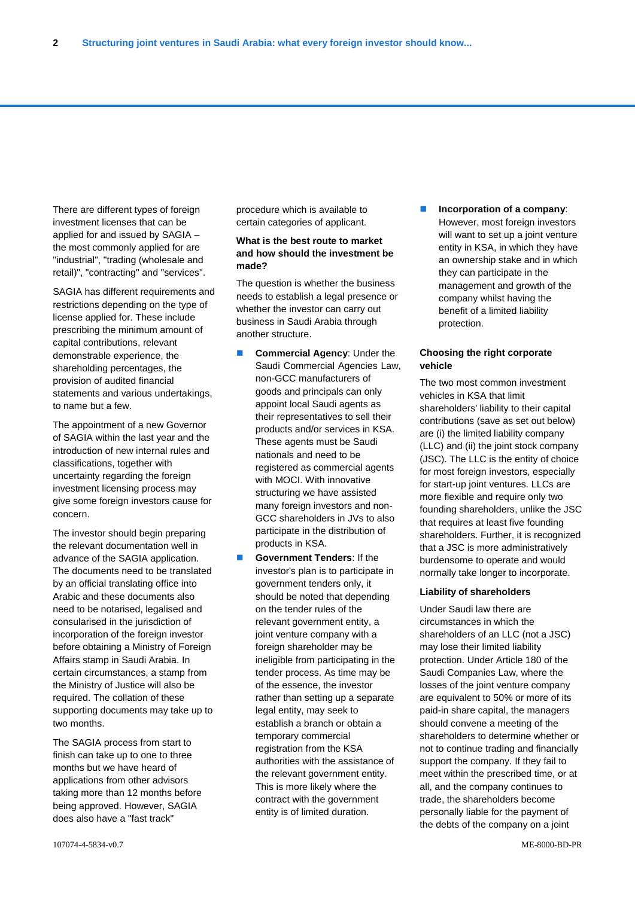There are different types of foreign investment licenses that can be applied for and issued by SAGIA – the most commonly applied for are "industrial", "trading (wholesale and retail)", "contracting" and "services".

SAGIA has different requirements and restrictions depending on the type of license applied for. These include prescribing the minimum amount of capital contributions, relevant demonstrable experience, the shareholding percentages, the provision of audited financial statements and various undertakings, to name but a few.

The appointment of a new Governor of SAGIA within the last year and the introduction of new internal rules and classifications, together with uncertainty regarding the foreign investment licensing process may give some foreign investors cause for concern.

The investor should begin preparing the relevant documentation well in advance of the SAGIA application. The documents need to be translated by an official translating office into Arabic and these documents also need to be notarised, legalised and consularised in the jurisdiction of incorporation of the foreign investor before obtaining a Ministry of Foreign Affairs stamp in Saudi Arabia. In certain circumstances, a stamp from the Ministry of Justice will also be required. The collation of these supporting documents may take up to two months.

The SAGIA process from start to finish can take up to one to three months but we have heard of applications from other advisors taking more than 12 months before being approved. However, SAGIA does also have a "fast track" procedure which is available to certain categories of applicant.

### What is the best route to market and how should the investment be made?

The question is whether the business needs to establish a legal presence or whether the investor can carry out business in Saudi Arabia through another structure.

- **Commercial Agency**: Under the Saudi Commercial Agencies Law, non-GCC manufacturers of goods and principals can only appoint local Saudi agents as their representatives to sell their products and/or services in KSA. These agents must be Saudi nationals and need to be registered as commercial agents with MOCI. With innovative structuring we have assisted many foreign investors and non-GCC shareholders in JVs to also participate in the distribution of products in KSA.
- **Government Tenders**: If the investor's plan is to participate in government tenders only, it should be noted that depending on the tender rules of the relevant government entity, a joint venture company with a foreign shareholder may be ineligible from participating in the tender process. As time may be of the essence, the investor rather than setting up a separate legal entity, may seek to establish a branch or obtain a temporary commercial registration from the KSA authorities with the assistance of the relevant government entity. This is more likely where the contract with the government entity is of limited duration.
- **Incorporation of a company**: However, most foreign investors will want to set up a joint venture entity in KSA, in which they have an ownership stake and in which they can participate in the management and growth of the company whilst having the benefit of a limited liability protection.

### Choosing the right corporate vehicle

The two most common investment vehicles in KSA that limit shareholders' liability to their capital contributions (save as set out below) are (i) the limited liability company (LLC) and (ii) the joint stock company (JSC). The LLC is the entity of choice for most foreign investors, especially for start-up joint ventures. LLCs are more flexible and require only two founding shareholders, unlike the JSC that requires at least five founding shareholders. Further, it is recognized that a JSC is more administratively burdensome to operate and would normally take longer to incorporate.

### Liability of shareholders

Under Saudi law there are circumstances in which the shareholders of an LLC (not a JSC) may lose their limited liability protection. Under Article 180 of the Saudi Companies Law, where the losses of the joint venture company are equivalent to 50% or more of its paid-in share capital, the managers should convene a meeting of the shareholders to determine whether or not to continue trading and financially support the company. If they fail to meet within the prescribed time, or at all, and the company continues to trade, the shareholders become personally liable for the payment of the debts of the company on a joint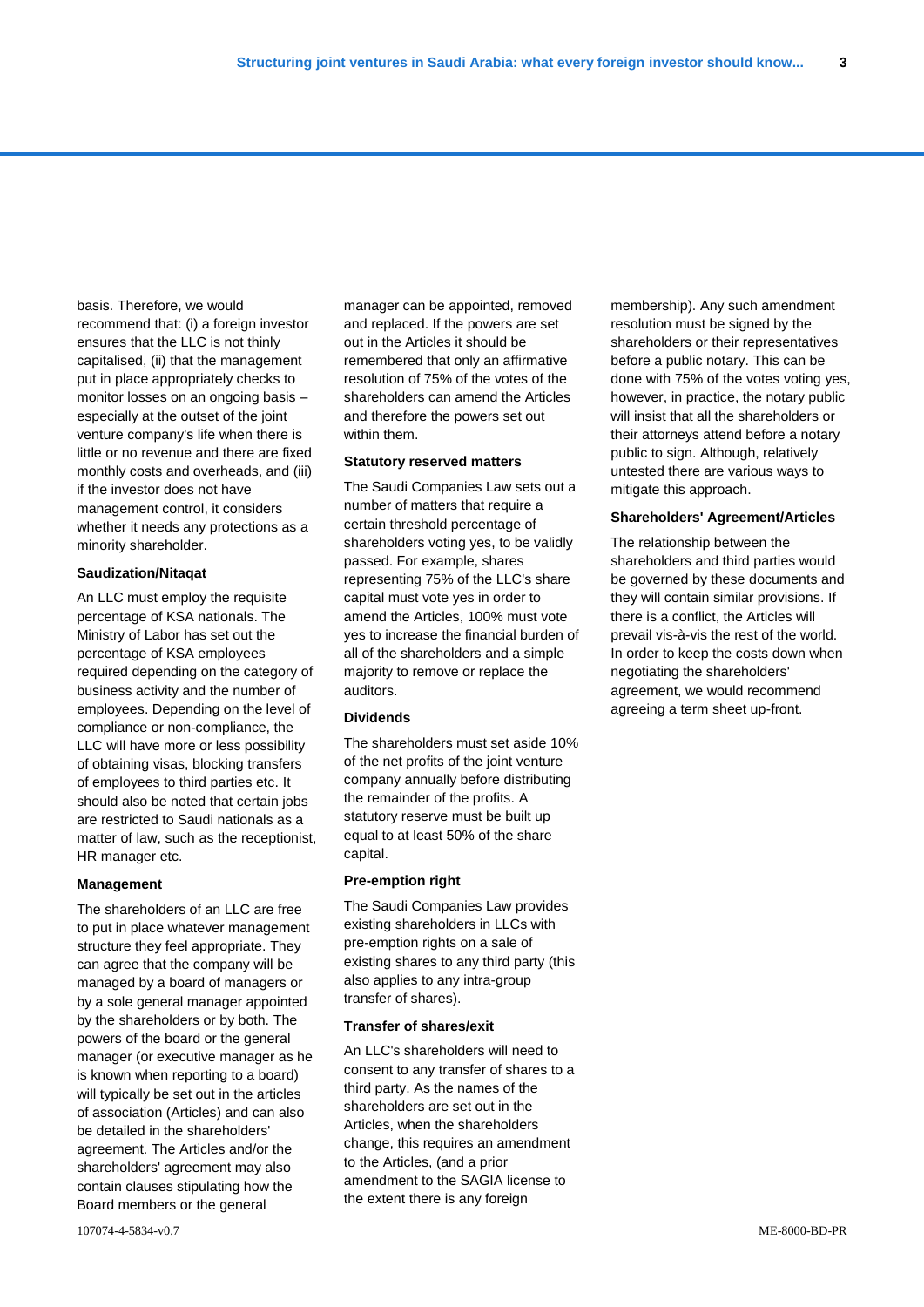basis. Therefore, we would recommend that: (i) a foreign investor ensures that the LLC is not thinly capitalised, (ii) that the management put in place appropriately checks to monitor losses on an ongoing basis – especially at the outset of the joint venture company's life when there is little or no revenue and there are fixed monthly costs and overheads, and (iii) if the investor does not have management control, it considers whether it needs any protections as a minority shareholder.

### Saudization/Nitaqat

An LLC must employ the requisite percentage of KSA nationals. The Ministry of Labor has set out the percentage of KSA employees required depending on the category of business activity and the number of employees. Depending on the level of compliance or non-compliance, the LLC will have more or less possibility of obtaining visas, blocking transfers of employees to third parties etc. It should also be noted that certain jobs are restricted to Saudi nationals as a matter of law, such as the receptionist, HR manager etc.

### Management

The shareholders of an LLC are free to put in place whatever management structure they feel appropriate. They can agree that the company will be managed by a board of managers or by a sole general manager appointed by the shareholders or by both. The powers of the board or the general manager (or executive manager as he is known when reporting to a board) will typically be set out in the articles of association (Articles) and can also be detailed in the shareholders' agreement. The Articles and/or the shareholders' agreement may also contain clauses stipulating how the Board members or the general manager can be appointed, removed and replaced. If the powers are set out in the Articles it should be remembered that only an affirmative resolution of 75% of the votes of the shareholders can amend the Articles and therefore the powers set out within them.

### Statutory reserved matters

The Saudi Companies Law sets out a number of matters that require a certain threshold percentage of shareholders voting yes, to be validly passed. For example, shares representing 75% of the LLC's share capital must vote yes in order to amend the Articles, 100% must vote yes to increase the financial burden of all of the shareholders and a simple majority to remove or replace the auditors.

### Dividends

The shareholders must set aside 10% of the net profits of the joint venture company annually before distributing the remainder of the profits. A statutory reserve must be built up equal to at least 50% of the share capital.

### Pre-emption right

The Saudi Companies Law provides existing shareholders in LLCs with pre-emption rights on a sale of existing shares to any third party (this also applies to any intra-group transfer of shares).

### Transfer of shares/exit

An LLC's shareholders will need to consent to any transfer of shares to a third party. As the names of the shareholders are set out in the Articles, when the shareholders change, this requires an amendment to the Articles, (and a prior amendment to the SAGIA license to the extent there is any foreign membership). Any such amendment resolution must be signed by the shareholders or their representatives before a public notary. This can be done with 75% of the votes voting yes, however, in practice, the notary public will insist that all the shareholders or their attorneys attend before a notary public to sign. Although, relatively untested there are various ways to mitigate this approach.

### Shareholders' Agreement/Articles

The relationship between the shareholders and third parties would be governed by these documents and they will contain similar provisions. If there is a conflict, the Articles will prevail vis-à-vis the rest of the world. In order to keep the costs down when negotiating the shareholders' agreement, we would recommend agreeing a term sheet up-front.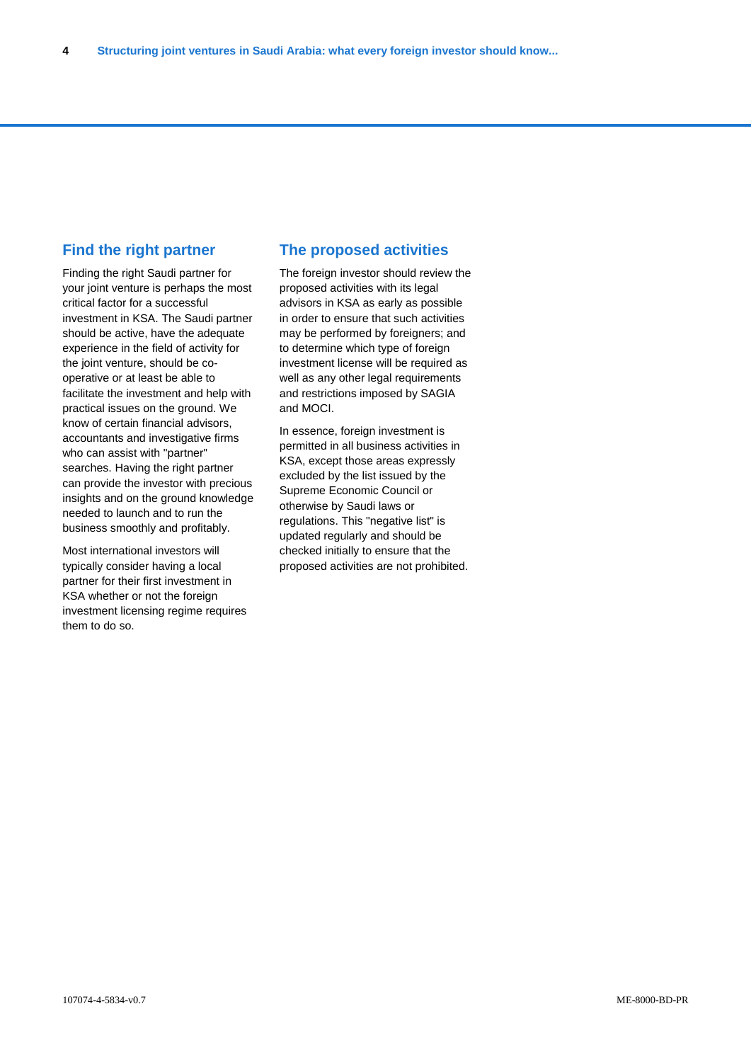## Find the right partner

Finding the right Saudi partner for your joint venture is perhaps the most critical factor for a successful investment in KSA. The Saudi partner should be active, have the adequate experience in the field of activity for the joint venture, should be co-operative or at least be able to facilitate the investment and help with practical issues on the ground. We know of certain financial advisors, accountants and investigative firms who can assist with "partner" searches. Having the right partner can provide the investor with precious insights and on the ground knowledge needed to launch and to run the business smoothly and profitably.

Most international investors will typically consider having a local partner for their first investment in KSA whether or not the foreign investment licensing regime requires them to do so.

## The proposed activities

The foreign investor should review the proposed activities with its legal advisors in KSA as early as possible in order to ensure that such activities may be performed by foreigners; and to determine which type of foreign investment license will be required as well as any other legal requirements and restrictions imposed by SAGIA and MOCI.

In essence, foreign investment is permitted in all business activities in KSA, except those areas expressly excluded by the list issued by the Supreme Economic Council or otherwise by Saudi laws or regulations. This "negative list" is updated regularly and should be checked initially to ensure that the proposed activities are not prohibited.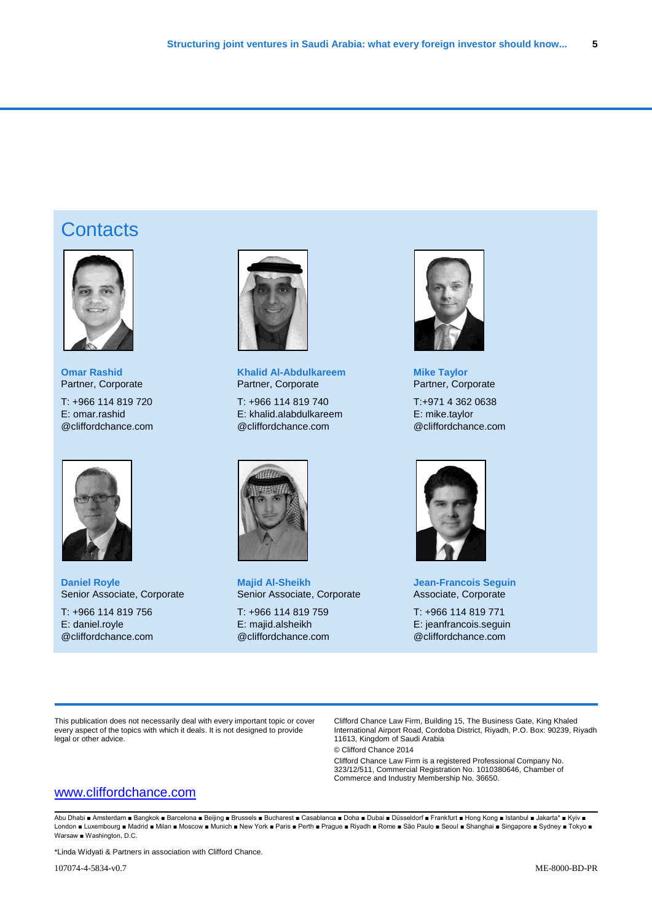## Contacts

**Omar Rashid**
Partner, Corporate

T: +966 114 819 720
E: omar.rashid
@cliffordchance.com

**Khalid Al-Abdulkareem**
Partner, Corporate

T: +966 114 819 740
E: khalid.alabdulkareem
@cliffordchance.com

**Mike Taylor**
Partner, Corporate

T:+971 4 362 0638
E: mike.taylor
@cliffordchance.com

**Daniel Royle**
Senior Associate, Corporate

T: +966 114 819 756
E: daniel.royle
@cliffordchance.com

**Majid Al-Sheikh**
Senior Associate, Corporate

T: +966 114 819 759
E: majid.alsheikh
@cliffordchance.com

**Jean-Francois Seguin**
Associate, Corporate

T: +966 114 819 771
E: jeanfrancois.seguin
@cliffordchance.com

This publication does not necessarily deal with every important topic or cover every aspect of the topics with which it deals. It is not designed to provide legal or other advice.

Clifford Chance Law Firm, Building 15, The Business Gate, King Khaled International Airport Road, Cordoba District, Riyadh, P.O. Box: 90239, Riyadh 11613, Kingdom of Saudi Arabia

© Clifford Chance 2014

Clifford Chance Law Firm is a registered Professional Company No. 323/12/511, Commercial Registration No. 1010380646, Chamber of Commerce and Industry Membership No. 36650.

www.cliffordchance.com

Abu Dhabi ■ Amsterdam ■ Bangkok ■ Barcelona ■ Beijing ■ Brussels ■ Bucharest ■ Casablanca ■ Doha ■ Dubai ■ Düsseldorf ■ Frankfurt ■ Hong Kong ■ Istanbul ■ Jakarta* ■ Kyiv ■ London ■ Luxembourg ■ Madrid ■ Milan ■ Moscow ■ Munich ■ New York ■ Paris ■ Perth ■ Prague ■ Riyadh ■ Rome ■ São Paulo ■ Seoul ■ Shanghai ■ Singapore ■ Sydney ■ Tokyo ■ Warsaw ■ Washington, D.C.

*Linda Widyati & Partners in association with Clifford Chance.

107074-4-5834-v0.7

ME-8000-BD-PR